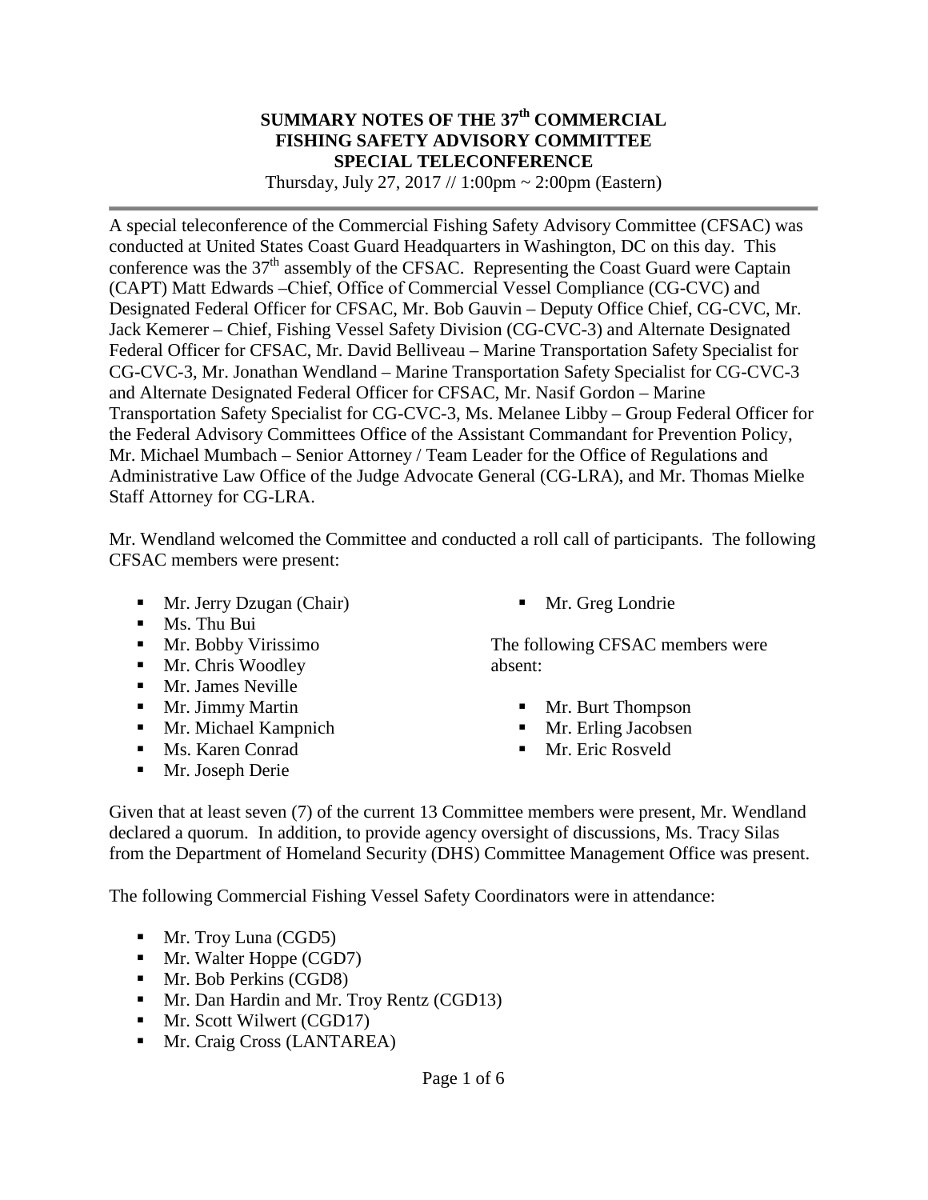# SUMMARY NOTES OF THE 37th COMMERCIAL FISHING SAFETY ADVISORY COMMITTEE SPECIAL TELECONFERENCE

Thursday, July 27, 2017 // 1:00pm ~ 2:00pm (Eastern)

---

A special teleconference of the Commercial Fishing Safety Advisory Committee (CFSAC) was conducted at United States Coast Guard Headquarters in Washington, DC on this day. This conference was the 37th assembly of the CFSAC. Representing the Coast Guard were Captain (CAPT) Matt Edwards –Chief, Office of Commercial Vessel Compliance (CG-CVC) and Designated Federal Officer for CFSAC, Mr. Bob Gauvin – Deputy Office Chief, CG-CVC, Mr. Jack Kemerer – Chief, Fishing Vessel Safety Division (CG-CVC-3) and Alternate Designated Federal Officer for CFSAC, Mr. David Belliveau – Marine Transportation Safety Specialist for CG-CVC-3, Mr. Jonathan Wendland – Marine Transportation Safety Specialist for CG-CVC-3 and Alternate Designated Federal Officer for CFSAC, Mr. Nasif Gordon – Marine Transportation Safety Specialist for CG-CVC-3, Ms. Melanee Libby – Group Federal Officer for the Federal Advisory Committees Office of the Assistant Commandant for Prevention Policy, Mr. Michael Mumbach – Senior Attorney / Team Leader for the Office of Regulations and Administrative Law Office of the Judge Advocate General (CG-LRA), and Mr. Thomas Mielke Staff Attorney for CG-LRA.

Mr. Wendland welcomed the Committee and conducted a roll call of participants. The following CFSAC members were present:

- Mr. Jerry Dzugan (Chair)
- Ms. Thu Bui
- Mr. Bobby Virissimo
- Mr. Chris Woodley
- Mr. James Neville
- Mr. Jimmy Martin
- Mr. Michael Kampnich
- Ms. Karen Conrad
- Mr. Joseph Derie
- Mr. Greg Londrie

The following CFSAC members were absent:

- Mr. Burt Thompson
- Mr. Erling Jacobsen
- Mr. Eric Rosveld

Given that at least seven (7) of the current 13 Committee members were present, Mr. Wendland declared a quorum. In addition, to provide agency oversight of discussions, Ms. Tracy Silas from the Department of Homeland Security (DHS) Committee Management Office was present.

The following Commercial Fishing Vessel Safety Coordinators were in attendance:

- Mr. Troy Luna (CGD5)
- Mr. Walter Hoppe (CGD7)
- Mr. Bob Perkins (CGD8)
- Mr. Dan Hardin and Mr. Troy Rentz (CGD13)
- Mr. Scott Wilwert (CGD17)
- Mr. Craig Cross (LANTAREA)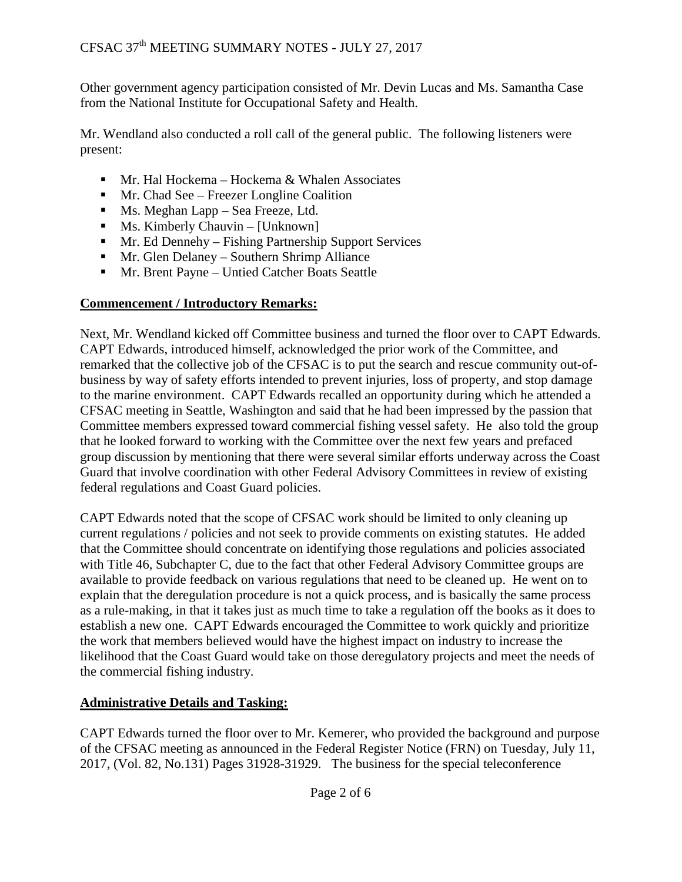Other government agency participation consisted of Mr. Devin Lucas and Ms. Samantha Case from the National Institute for Occupational Safety and Health.

Mr. Wendland also conducted a roll call of the general public. The following listeners were present:

- Mr. Hal Hockema – Hockema & Whalen Associates
- Mr. Chad See – Freezer Longline Coalition
- Ms. Meghan Lapp – Sea Freeze, Ltd.
- Ms. Kimberly Chauvin – [Unknown]
- Mr. Ed Dennehy – Fishing Partnership Support Services
- Mr. Glen Delaney – Southern Shrimp Alliance
- Mr. Brent Payne – Untied Catcher Boats Seattle

**Commencement / Introductory Remarks:**

Next, Mr. Wendland kicked off Committee business and turned the floor over to CAPT Edwards. CAPT Edwards, introduced himself, acknowledged the prior work of the Committee, and remarked that the collective job of the CFSAC is to put the search and rescue community out-of-business by way of safety efforts intended to prevent injuries, loss of property, and stop damage to the marine environment. CAPT Edwards recalled an opportunity during which he attended a CFSAC meeting in Seattle, Washington and said that he had been impressed by the passion that Committee members expressed toward commercial fishing vessel safety. He also told the group that he looked forward to working with the Committee over the next few years and prefaced group discussion by mentioning that there were several similar efforts underway across the Coast Guard that involve coordination with other Federal Advisory Committees in review of existing federal regulations and Coast Guard policies.

CAPT Edwards noted that the scope of CFSAC work should be limited to only cleaning up current regulations / policies and not seek to provide comments on existing statutes. He added that the Committee should concentrate on identifying those regulations and policies associated with Title 46, Subchapter C, due to the fact that other Federal Advisory Committee groups are available to provide feedback on various regulations that need to be cleaned up. He went on to explain that the deregulation procedure is not a quick process, and is basically the same process as a rule-making, in that it takes just as much time to take a regulation off the books as it does to establish a new one. CAPT Edwards encouraged the Committee to work quickly and prioritize the work that members believed would have the highest impact on industry to increase the likelihood that the Coast Guard would take on those deregulatory projects and meet the needs of the commercial fishing industry.

**Administrative Details and Tasking:**

CAPT Edwards turned the floor over to Mr. Kemerer, who provided the background and purpose of the CFSAC meeting as announced in the Federal Register Notice (FRN) on Tuesday, July 11, 2017, (Vol. 82, No.131) Pages 31928-31929. The business for the special teleconference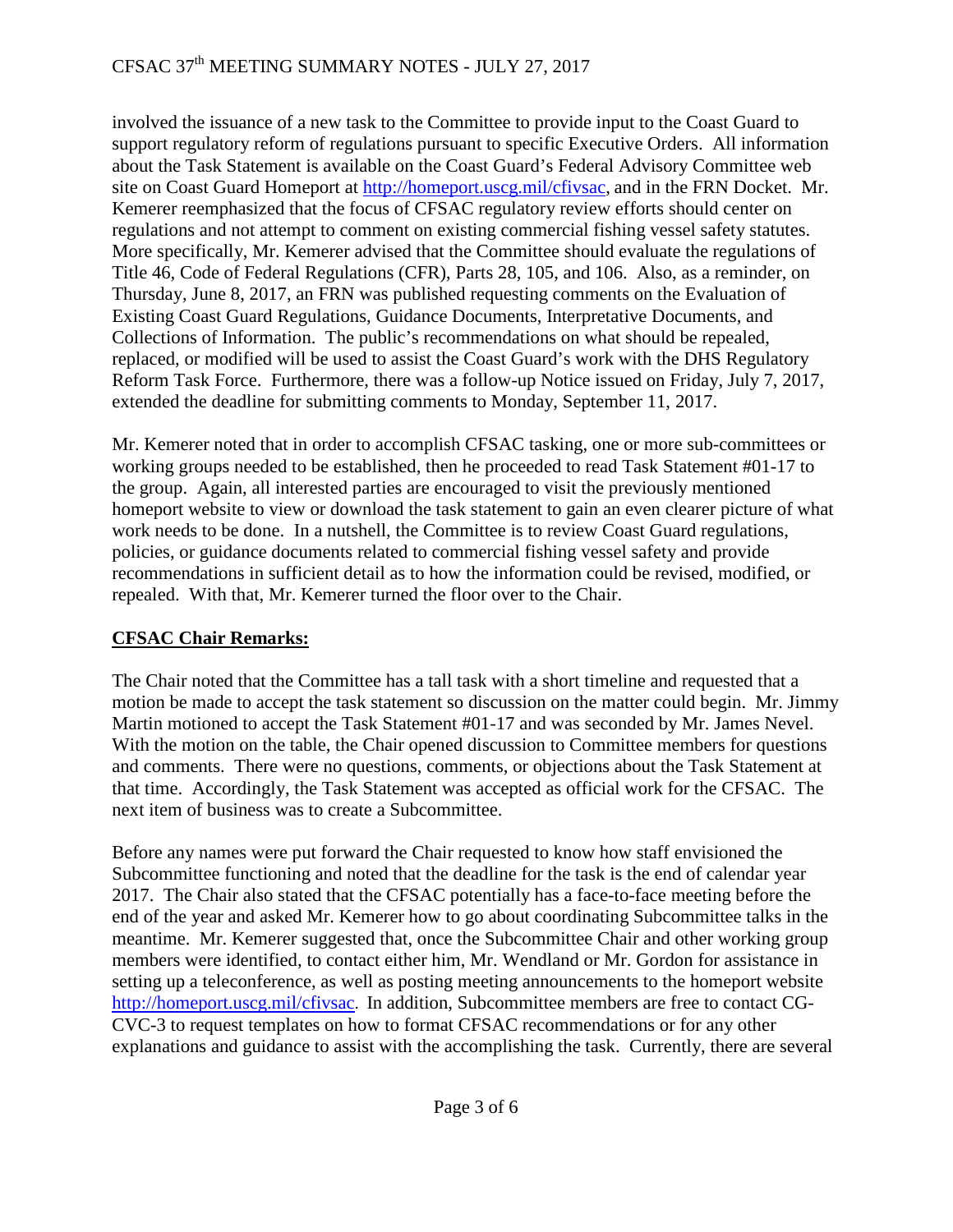involved the issuance of a new task to the Committee to provide input to the Coast Guard to support regulatory reform of regulations pursuant to specific Executive Orders. All information about the Task Statement is available on the Coast Guard's Federal Advisory Committee web site on Coast Guard Homeport at http://homeport.uscg.mil/cfivsac, and in the FRN Docket. Mr. Kemerer reemphasized that the focus of CFSAC regulatory review efforts should center on regulations and not attempt to comment on existing commercial fishing vessel safety statutes. More specifically, Mr. Kemerer advised that the Committee should evaluate the regulations of Title 46, Code of Federal Regulations (CFR), Parts 28, 105, and 106. Also, as a reminder, on Thursday, June 8, 2017, an FRN was published requesting comments on the Evaluation of Existing Coast Guard Regulations, Guidance Documents, Interpretative Documents, and Collections of Information. The public's recommendations on what should be repealed, replaced, or modified will be used to assist the Coast Guard's work with the DHS Regulatory Reform Task Force. Furthermore, there was a follow-up Notice issued on Friday, July 7, 2017, extended the deadline for submitting comments to Monday, September 11, 2017.

Mr. Kemerer noted that in order to accomplish CFSAC tasking, one or more sub-committees or working groups needed to be established, then he proceeded to read Task Statement #01-17 to the group. Again, all interested parties are encouraged to visit the previously mentioned homeport website to view or download the task statement to gain an even clearer picture of what work needs to be done. In a nutshell, the Committee is to review Coast Guard regulations, policies, or guidance documents related to commercial fishing vessel safety and provide recommendations in sufficient detail as to how the information could be revised, modified, or repealed. With that, Mr. Kemerer turned the floor over to the Chair.

**CFSAC Chair Remarks:**

The Chair noted that the Committee has a tall task with a short timeline and requested that a motion be made to accept the task statement so discussion on the matter could begin. Mr. Jimmy Martin motioned to accept the Task Statement #01-17 and was seconded by Mr. James Nevel. With the motion on the table, the Chair opened discussion to Committee members for questions and comments. There were no questions, comments, or objections about the Task Statement at that time. Accordingly, the Task Statement was accepted as official work for the CFSAC. The next item of business was to create a Subcommittee.

Before any names were put forward the Chair requested to know how staff envisioned the Subcommittee functioning and noted that the deadline for the task is the end of calendar year 2017. The Chair also stated that the CFSAC potentially has a face-to-face meeting before the end of the year and asked Mr. Kemerer how to go about coordinating Subcommittee talks in the meantime. Mr. Kemerer suggested that, once the Subcommittee Chair and other working group members were identified, to contact either him, Mr. Wendland or Mr. Gordon for assistance in setting up a teleconference, as well as posting meeting announcements to the homeport website http://homeport.uscg.mil/cfivsac. In addition, Subcommittee members are free to contact CG-CVC-3 to request templates on how to format CFSAC recommendations or for any other explanations and guidance to assist with the accomplishing the task. Currently, there are several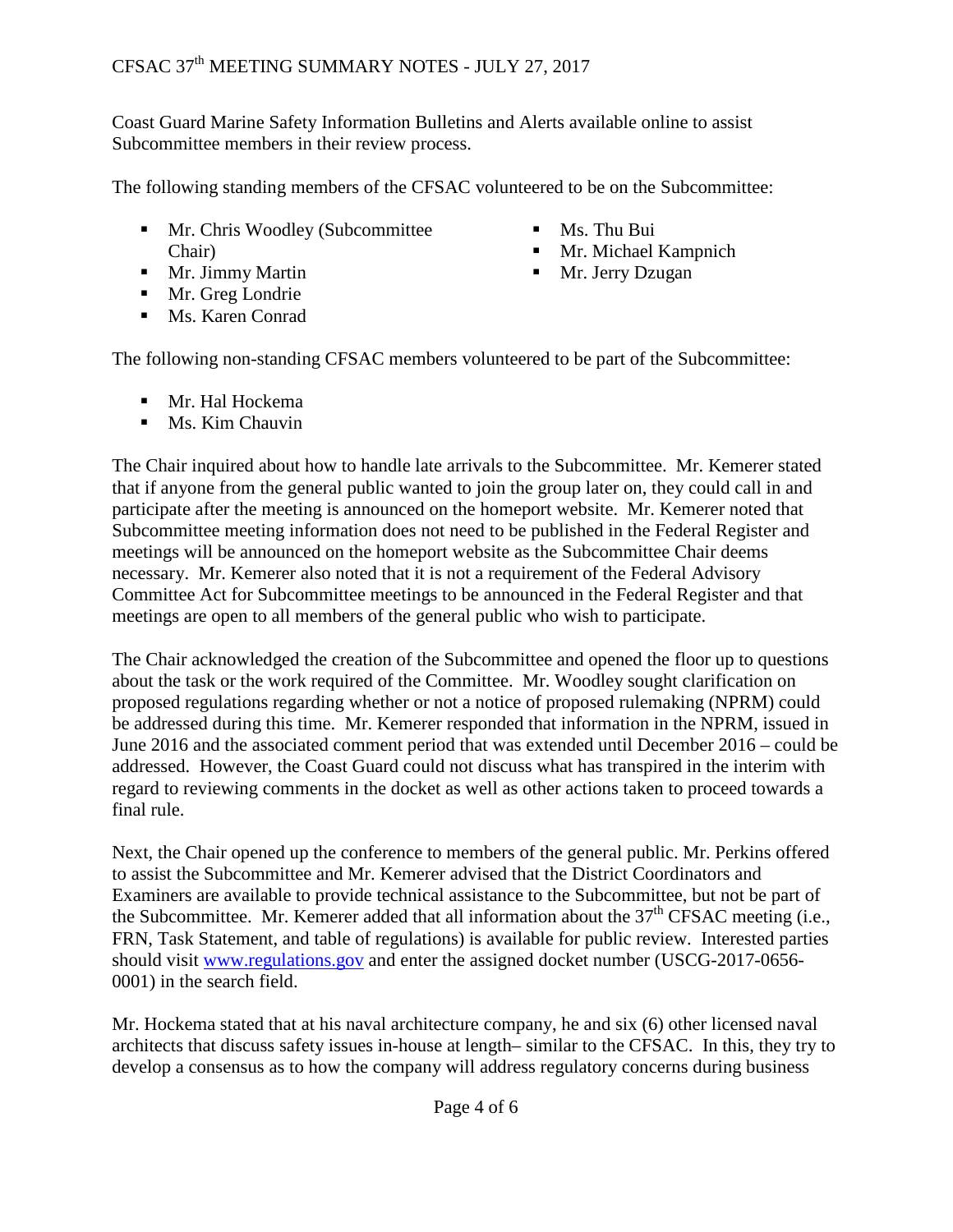Coast Guard Marine Safety Information Bulletins and Alerts available online to assist Subcommittee members in their review process.

The following standing members of the CFSAC volunteered to be on the Subcommittee:

- Mr. Chris Woodley (Subcommittee Chair)
- Mr. Jimmy Martin
- Mr. Greg Londrie
- Ms. Karen Conrad
- Ms. Thu Bui
- Mr. Michael Kampnich
- Mr. Jerry Dzugan

The following non-standing CFSAC members volunteered to be part of the Subcommittee:

- Mr. Hal Hockema
- Ms. Kim Chauvin

The Chair inquired about how to handle late arrivals to the Subcommittee. Mr. Kemerer stated that if anyone from the general public wanted to join the group later on, they could call in and participate after the meeting is announced on the homeport website. Mr. Kemerer noted that Subcommittee meeting information does not need to be published in the Federal Register and meetings will be announced on the homeport website as the Subcommittee Chair deems necessary. Mr. Kemerer also noted that it is not a requirement of the Federal Advisory Committee Act for Subcommittee meetings to be announced in the Federal Register and that meetings are open to all members of the general public who wish to participate.

The Chair acknowledged the creation of the Subcommittee and opened the floor up to questions about the task or the work required of the Committee. Mr. Woodley sought clarification on proposed regulations regarding whether or not a notice of proposed rulemaking (NPRM) could be addressed during this time. Mr. Kemerer responded that information in the NPRM, issued in June 2016 and the associated comment period that was extended until December 2016 – could be addressed. However, the Coast Guard could not discuss what has transpired in the interim with regard to reviewing comments in the docket as well as other actions taken to proceed towards a final rule.

Next, the Chair opened up the conference to members of the general public. Mr. Perkins offered to assist the Subcommittee and Mr. Kemerer advised that the District Coordinators and Examiners are available to provide technical assistance to the Subcommittee, but not be part of the Subcommittee. Mr. Kemerer added that all information about the 37th CFSAC meeting (i.e., FRN, Task Statement, and table of regulations) is available for public review. Interested parties should visit [www.regulations.gov](http://www.regulations.gov) and enter the assigned docket number (USCG-2017-0656-0001) in the search field.

Mr. Hockema stated that at his naval architecture company, he and six (6) other licensed naval architects that discuss safety issues in-house at length– similar to the CFSAC. In this, they try to develop a consensus as to how the company will address regulatory concerns during business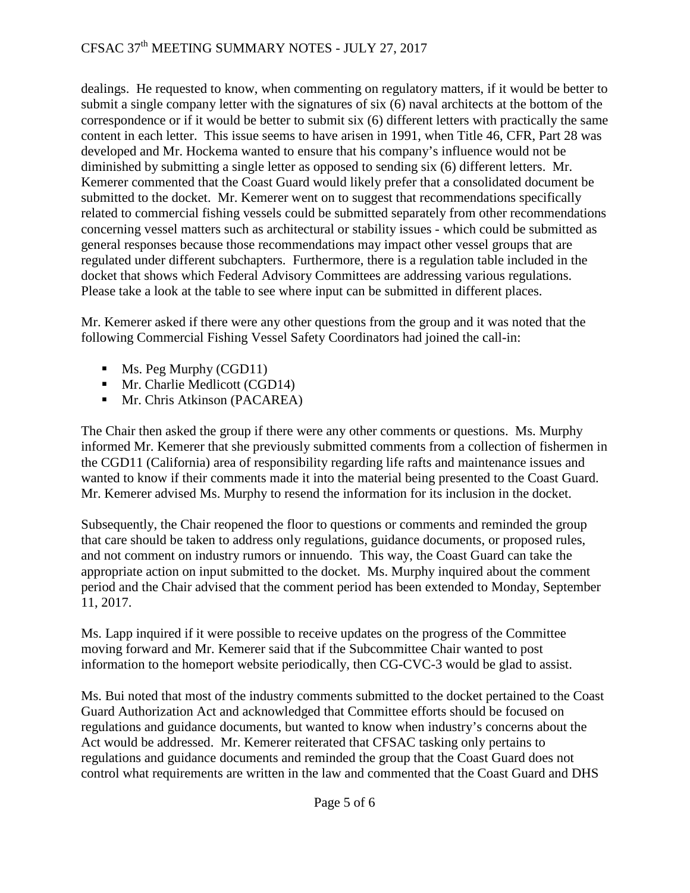dealings. He requested to know, when commenting on regulatory matters, if it would be better to submit a single company letter with the signatures of six (6) naval architects at the bottom of the correspondence or if it would be better to submit six (6) different letters with practically the same content in each letter. This issue seems to have arisen in 1991, when Title 46, CFR, Part 28 was developed and Mr. Hockema wanted to ensure that his company's influence would not be diminished by submitting a single letter as opposed to sending six (6) different letters. Mr. Kemerer commented that the Coast Guard would likely prefer that a consolidated document be submitted to the docket. Mr. Kemerer went on to suggest that recommendations specifically related to commercial fishing vessels could be submitted separately from other recommendations concerning vessel matters such as architectural or stability issues - which could be submitted as general responses because those recommendations may impact other vessel groups that are regulated under different subchapters. Furthermore, there is a regulation table included in the docket that shows which Federal Advisory Committees are addressing various regulations. Please take a look at the table to see where input can be submitted in different places.

Mr. Kemerer asked if there were any other questions from the group and it was noted that the following Commercial Fishing Vessel Safety Coordinators had joined the call-in:

- Ms. Peg Murphy (CGD11)
- Mr. Charlie Medlicott (CGD14)
- Mr. Chris Atkinson (PACAREA)

The Chair then asked the group if there were any other comments or questions. Ms. Murphy informed Mr. Kemerer that she previously submitted comments from a collection of fishermen in the CGD11 (California) area of responsibility regarding life rafts and maintenance issues and wanted to know if their comments made it into the material being presented to the Coast Guard. Mr. Kemerer advised Ms. Murphy to resend the information for its inclusion in the docket.

Subsequently, the Chair reopened the floor to questions or comments and reminded the group that care should be taken to address only regulations, guidance documents, or proposed rules, and not comment on industry rumors or innuendo. This way, the Coast Guard can take the appropriate action on input submitted to the docket. Ms. Murphy inquired about the comment period and the Chair advised that the comment period has been extended to Monday, September 11, 2017.

Ms. Lapp inquired if it were possible to receive updates on the progress of the Committee moving forward and Mr. Kemerer said that if the Subcommittee Chair wanted to post information to the homeport website periodically, then CG-CVC-3 would be glad to assist.

Ms. Bui noted that most of the industry comments submitted to the docket pertained to the Coast Guard Authorization Act and acknowledged that Committee efforts should be focused on regulations and guidance documents, but wanted to know when industry's concerns about the Act would be addressed. Mr. Kemerer reiterated that CFSAC tasking only pertains to regulations and guidance documents and reminded the group that the Coast Guard does not control what requirements are written in the law and commented that the Coast Guard and DHS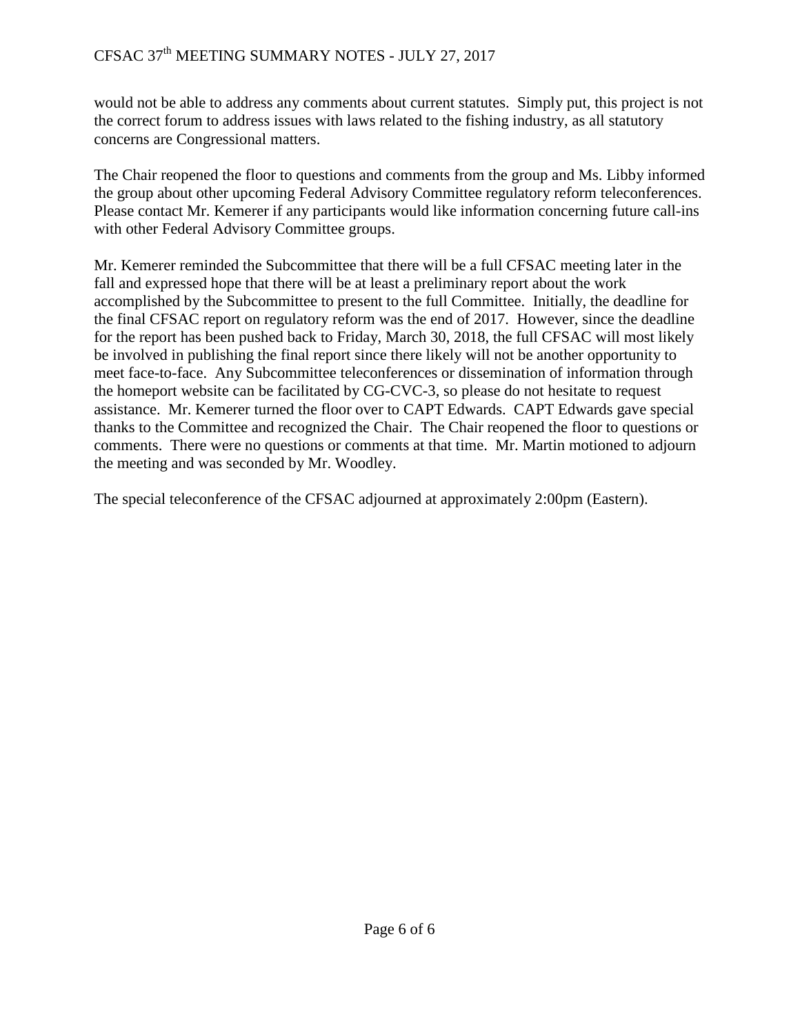would not be able to address any comments about current statutes. Simply put, this project is not the correct forum to address issues with laws related to the fishing industry, as all statutory concerns are Congressional matters.

The Chair reopened the floor to questions and comments from the group and Ms. Libby informed the group about other upcoming Federal Advisory Committee regulatory reform teleconferences. Please contact Mr. Kemerer if any participants would like information concerning future call-ins with other Federal Advisory Committee groups.

Mr. Kemerer reminded the Subcommittee that there will be a full CFSAC meeting later in the fall and expressed hope that there will be at least a preliminary report about the work accomplished by the Subcommittee to present to the full Committee. Initially, the deadline for the final CFSAC report on regulatory reform was the end of 2017. However, since the deadline for the report has been pushed back to Friday, March 30, 2018, the full CFSAC will most likely be involved in publishing the final report since there likely will not be another opportunity to meet face-to-face. Any Subcommittee teleconferences or dissemination of information through the homeport website can be facilitated by CG-CVC-3, so please do not hesitate to request assistance. Mr. Kemerer turned the floor over to CAPT Edwards. CAPT Edwards gave special thanks to the Committee and recognized the Chair. The Chair reopened the floor to questions or comments. There were no questions or comments at that time. Mr. Martin motioned to adjourn the meeting and was seconded by Mr. Woodley.

The special teleconference of the CFSAC adjourned at approximately 2:00pm (Eastern).